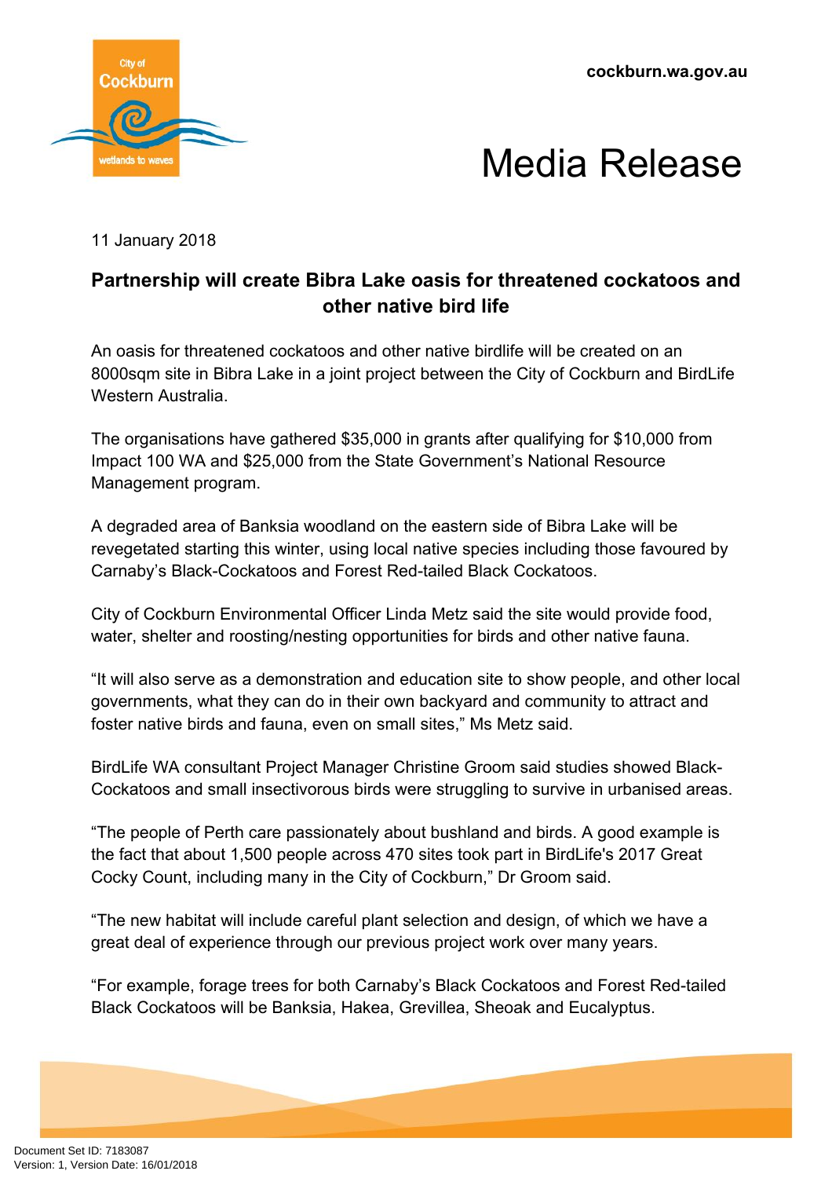cockburn.wa.gov.au

# Media Release

11 January 2018

## Partnership will create Bibra Lake oasis for threatened cockatoos and other native bird life

An oasis for threatened cockatoos and other native birdlife will be created on an 8000sqm site in Bibra Lake in a joint project between the City of Cockburn and BirdLife Western Australia.

The organisations have gathered $35,000 in grants after qualifying for $10,000 from Impact 100 WA and $25,000 from the State Government's National Resource Management program.

A degraded area of Banksia woodland on the eastern side of Bibra Lake will be revegetated starting this winter, using local native species including those favoured by Carnaby's Black-Cockatoos and Forest Red-tailed Black Cockatoos.

City of Cockburn Environmental Officer Linda Metz said the site would provide food, water, shelter and roosting/nesting opportunities for birds and other native fauna.

"It will also serve as a demonstration and education site to show people, and other local governments, what they can do in their own backyard and community to attract and foster native birds and fauna, even on small sites," Ms Metz said.

BirdLife WA consultant Project Manager Christine Groom said studies showed Black-Cockatoos and small insectivorous birds were struggling to survive in urbanised areas.

"The people of Perth care passionately about bushland and birds. A good example is the fact that about 1,500 people across 470 sites took part in BirdLife's 2017 Great Cocky Count, including many in the City of Cockburn," Dr Groom said.

"The new habitat will include careful plant selection and design, of which we have a great deal of experience through our previous project work over many years.

"For example, forage trees for both Carnaby's Black Cockatoos and Forest Red-tailed Black Cockatoos will be Banksia, Hakea, Grevillea, Sheoak and Eucalyptus.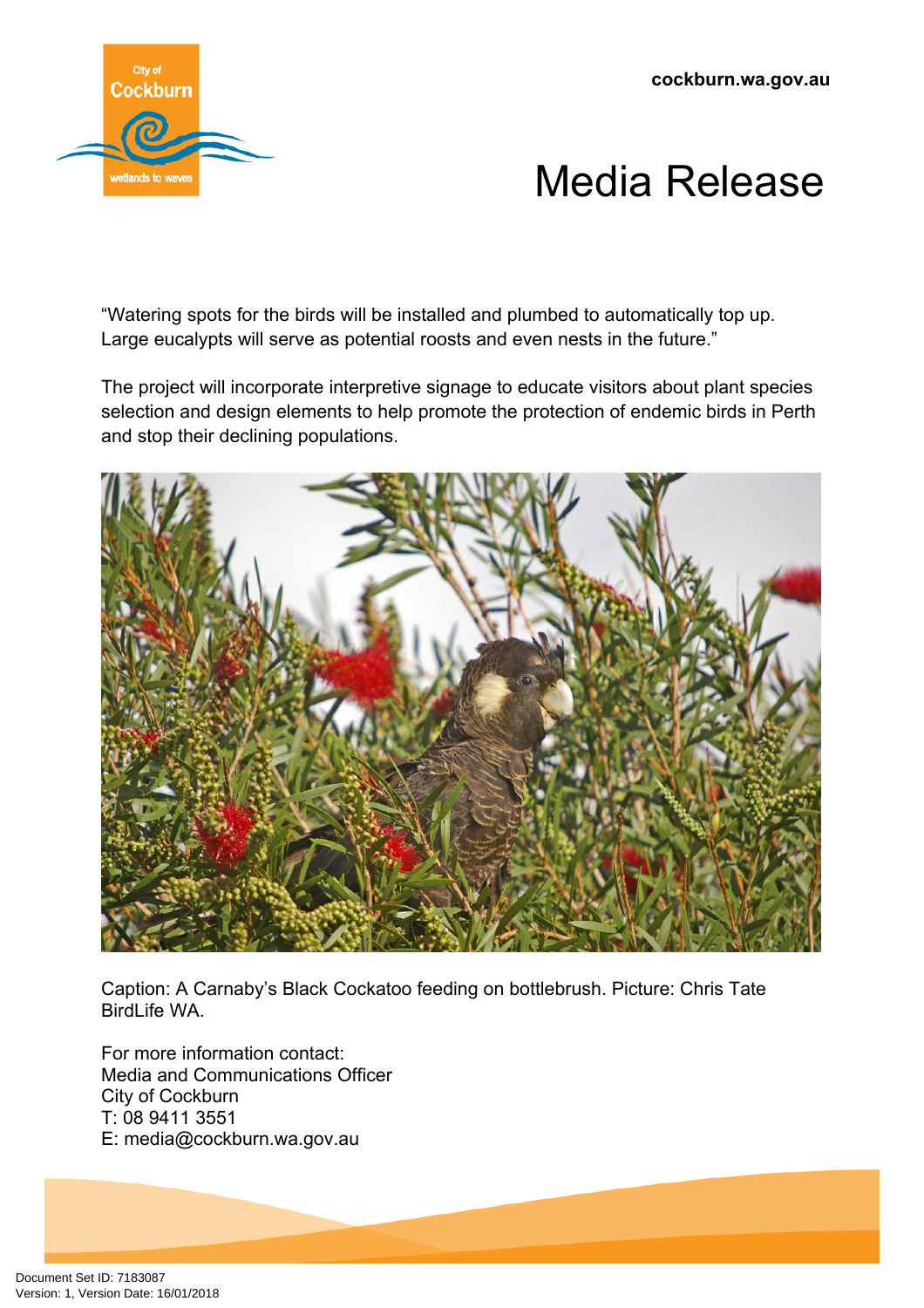# Media Release

"Watering spots for the birds will be installed and plumbed to automatically top up. Large eucalypts will serve as potential roosts and even nests in the future."

The project will incorporate interpretive signage to educate visitors about plant species selection and design elements to help promote the protection of endemic birds in Perth and stop their declining populations.

Caption: A Carnaby's Black Cockatoo feeding on bottlebrush. Picture: Chris Tate BirdLife WA.

For more information contact:
Media and Communications Officer
City of Cockburn
T: 08 9411 3551
E: media@cockburn.wa.gov.au

Document Set ID: 7183087
Version: 1, Version Date: 16/01/2018